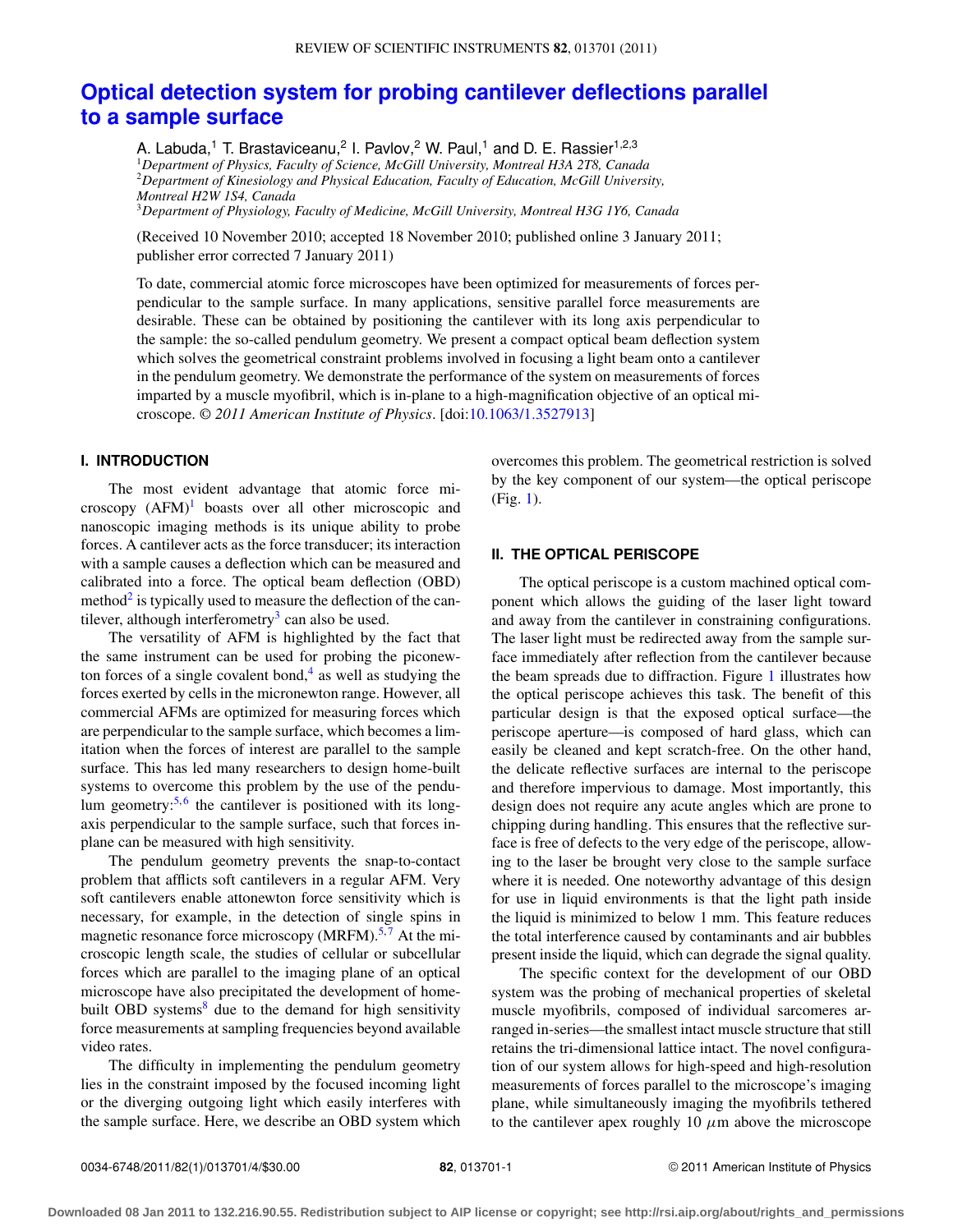# Optical detection system for probing cantilever deflections parallel to a sample surface

A. Labuda,[1] T. Brastaviceanu,[2] I. Pavlov,[2] W. Paul,[1] and D. E. Rassier[1,2,3]

[1]*Department of Physics, Faculty of Science, McGill University, Montreal H3A 2T8, Canada*
[2]*Department of Kinesiology and Physical Education, Faculty of Education, McGill University, Montreal H2W 1S4, Canada*
[3]*Department of Physiology, Faculty of Medicine, McGill University, Montreal H3G 1Y6, Canada*

(Received 10 November 2010; accepted 18 November 2010; published online 3 January 2011; publisher error corrected 7 January 2011)

To date, commercial atomic force microscopes have been optimized for measurements of forces perpendicular to the sample surface. In many applications, sensitive parallel force measurements are desirable. These can be obtained by positioning the cantilever with its long axis perpendicular to the sample: the so-called pendulum geometry. We present a compact optical beam deflection system which solves the geometrical constraint problems involved in focusing a light beam onto a cantilever in the pendulum geometry. We demonstrate the performance of the system on measurements of forces imparted by a muscle myofibril, which is in-plane to a high-magnification objective of an optical microscope. © *2011 American Institute of Physics*. [doi:10.1063/1.3527913]

## I. INTRODUCTION

The most evident advantage that atomic force microscopy (AFM)[1] boasts over all other microscopic and nanoscopic imaging methods is its unique ability to probe forces. A cantilever acts as the force transducer; its interaction with a sample causes a deflection which can be measured and calibrated into a force. The optical beam deflection (OBD) method[2] is typically used to measure the deflection of the cantilever, although interferometry[3] can also be used.

The versatility of AFM is highlighted by the fact that the same instrument can be used for probing the piconewton forces of a single covalent bond,[4] as well as studying the forces exerted by cells in the micronewton range. However, all commercial AFMs are optimized for measuring forces which are perpendicular to the sample surface, which becomes a limitation when the forces of interest are parallel to the sample surface. This has led many researchers to design home-built systems to overcome this problem by the use of the pendulum geometry:[5,6] the cantilever is positioned with its long-axis perpendicular to the sample surface, such that forces in-plane can be measured with high sensitivity.

The pendulum geometry prevents the snap-to-contact problem that afflicts soft cantilevers in a regular AFM. Very soft cantilevers enable attonewton force sensitivity which is necessary, for example, in the detection of single spins in magnetic resonance force microscopy (MRFM).[5,7] At the microscopic length scale, the studies of cellular or subcellular forces which are parallel to the imaging plane of an optical microscope have also precipitated the development of home-built OBD systems[8] due to the demand for high sensitivity force measurements at sampling frequencies beyond available video rates.

The difficulty in implementing the pendulum geometry lies in the constraint imposed by the focused incoming light or the diverging outgoing light which easily interferes with the sample surface. Here, we describe an OBD system which overcomes this problem. The geometrical restriction is solved by the key component of our system—the optical periscope (Fig. 1).

## II. THE OPTICAL PERISCOPE

The optical periscope is a custom machined optical component which allows the guiding of the laser light toward and away from the cantilever in constraining configurations. The laser light must be redirected away from the sample surface immediately after reflection from the cantilever because the beam spreads due to diffraction. Figure 1 illustrates how the optical periscope achieves this task. The benefit of this particular design is that the exposed optical surface—the periscope aperture—is composed of hard glass, which can easily be cleaned and kept scratch-free. On the other hand, the delicate reflective surfaces are internal to the periscope and therefore impervious to damage. Most importantly, this design does not require any acute angles which are prone to chipping during handling. This ensures that the reflective surface is free of defects to the very edge of the periscope, allowing to the laser be brought very close to the sample surface where it is needed. One noteworthy advantage of this design for use in liquid environments is that the light path inside the liquid is minimized to below 1 mm. This feature reduces the total interference caused by contaminants and air bubbles present inside the liquid, which can degrade the signal quality.

The specific context for the development of our OBD system was the probing of mechanical properties of skeletal muscle myofibrils, composed of individual sarcomeres arranged in-series—the smallest intact muscle structure that still retains the tri-dimensional lattice intact. The novel configuration of our system allows for high-speed and high-resolution measurements of forces parallel to the microscope's imaging plane, while simultaneously imaging the myofibrils tethered to the cantilever apex roughly 10 $\mu$m above the microscope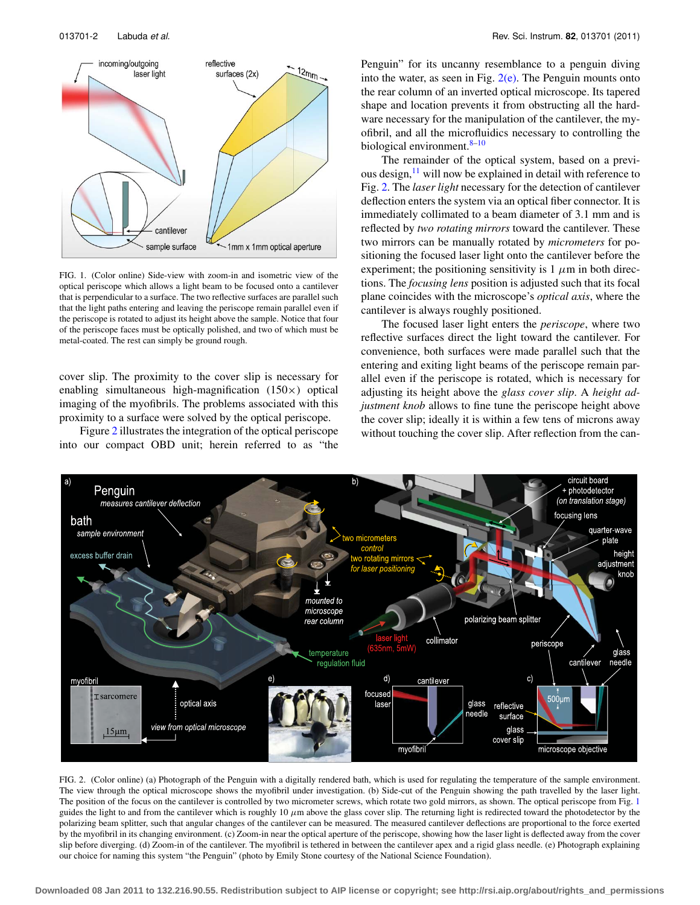FIG. 1. (Color online) Side-view with zoom-in and isometric view of the optical periscope which allows a light beam to be focused onto a cantilever that is perpendicular to a surface. The two reflective surfaces are parallel such that the light paths entering and leaving the periscope remain parallel even if the periscope is rotated to adjust its height above the sample. Notice that four of the periscope faces must be optically polished, and two of which must be metal-coated. The rest can simply be ground rough.

cover slip. The proximity to the cover slip is necessary for enabling simultaneous high-magnification (150×) optical imaging of the myofibrils. The problems associated with this proximity to a surface were solved by the optical periscope.

Figure 2 illustrates the integration of the optical periscope into our compact OBD unit; herein referred to as "the Penguin" for its uncanny resemblance to a penguin diving into the water, as seen in Fig. 2(e). The Penguin mounts onto the rear column of an inverted optical microscope. Its tapered shape and location prevents it from obstructing all the hardware necessary for the manipulation of the cantilever, the myofibril, and all the microfluidics necessary to controlling the biological environment.[8–10]

The remainder of the optical system, based on a previous design,[11] will now be explained in detail with reference to Fig. 2. The *laser light* necessary for the detection of cantilever deflection enters the system via an optical fiber connector. It is immediately collimated to a beam diameter of 3.1 mm and is reflected by *two rotating mirrors* toward the cantilever. These two mirrors can be manually rotated by *micrometers* for positioning the focused laser light onto the cantilever before the experiment; the positioning sensitivity is 1 $\mu$m in both directions. The *focusing lens* position is adjusted such that its focal plane coincides with the microscope's *optical axis*, where the cantilever is always roughly positioned.

The focused laser light enters the *periscope*, where two reflective surfaces direct the light toward the cantilever. For convenience, both surfaces were made parallel such that the entering and exiting light beams of the periscope remain parallel even if the periscope is rotated, which is necessary for adjusting its height above the *glass cover slip*. A *height adjustment knob* allows to fine tune the periscope height above the cover slip; ideally it is within a few tens of microns away without touching the cover slip. After reflection from the can-

FIG. 2. (Color online) (a) Photograph of the Penguin with a digitally rendered bath, which is used for regulating the temperature of the sample environment. The view through the optical microscope shows the myofibril under investigation. (b) Side-cut of the Penguin showing the path travelled by the laser light. The position of the focus on the cantilever is controlled by two micrometer screws, which rotate two gold mirrors, as shown. The optical periscope from Fig. 1 guides the light to and from the cantilever which is roughly 10 $\mu$m above the glass cover slip. The returning light is redirected toward the photodetector by the polarizing beam splitter, such that angular changes of the cantilever can be measured. The measured cantilever deflections are proportional to the force exerted by the myofibril in its changing environment. (c) Zoom-in near the optical aperture of the periscope, showing how the laser light is deflected away from the cover slip before diverging. (d) Zoom-in of the cantilever. The myofibril is tethered in between the cantilever apex and a rigid glass needle. (e) Photograph explaining our choice for naming this system "the Penguin" (photo by Emily Stone courtesy of the National Science Foundation).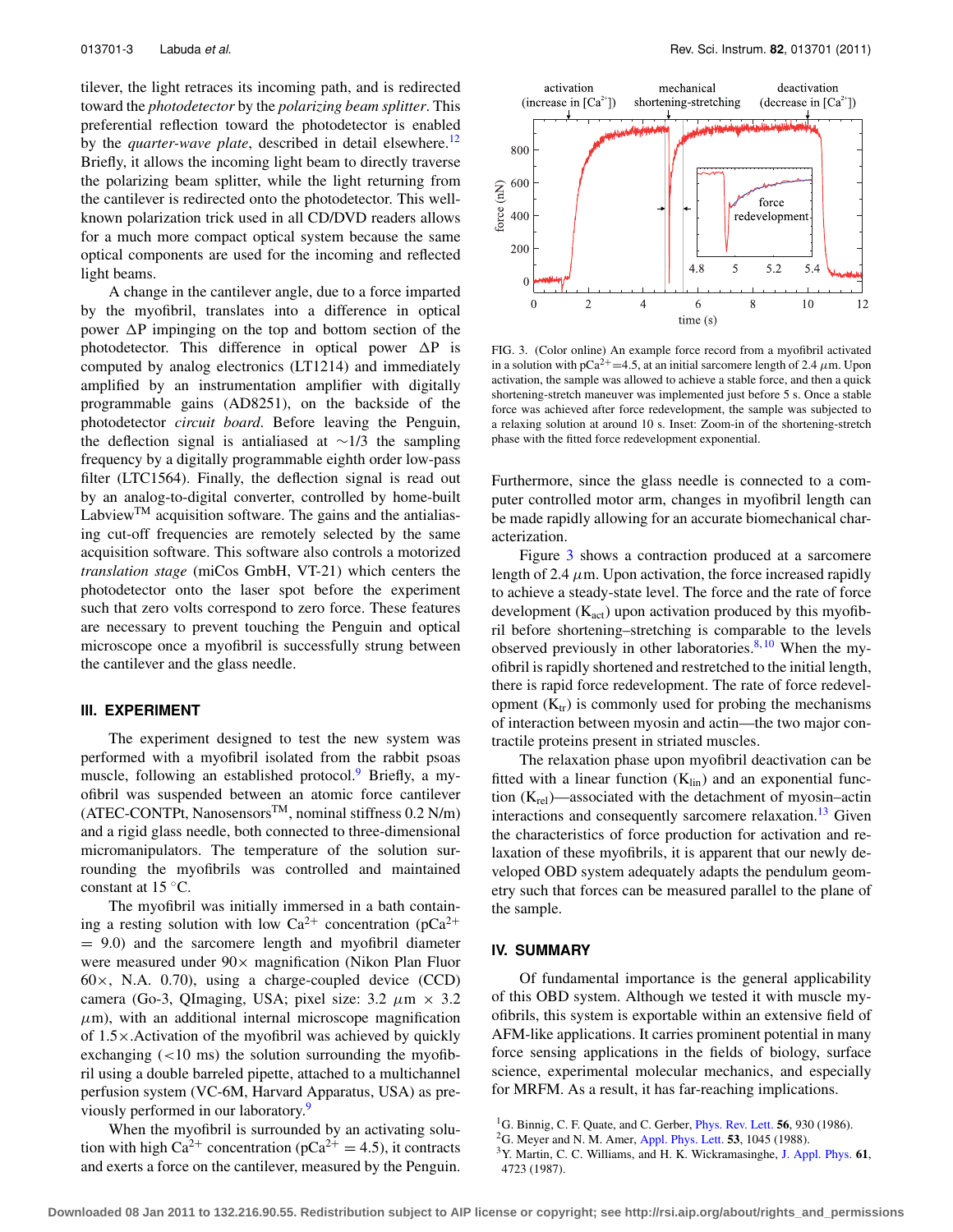tilever, the light retraces its incoming path, and is redirected toward the *photodetector* by the *polarizing beam splitter*. This preferential reflection toward the photodetector is enabled by the *quarter-wave plate*, described in detail elsewhere.[12] Briefly, it allows the incoming light beam to directly traverse the polarizing beam splitter, while the light returning from the cantilever is redirected onto the photodetector. This well-known polarization trick used in all CD/DVD readers allows for a much more compact optical system because the same optical components are used for the incoming and reflected light beams.

A change in the cantilever angle, due to a force imparted by the myofibril, translates into a difference in optical power $\Delta P$ impinging on the top and bottom section of the photodetector. This difference in optical power $\Delta P$ is computed by analog electronics (LT1214) and immediately amplified by an instrumentation amplifier with digitally programmable gains (AD8251), on the backside of the photodetector *circuit board*. Before leaving the Penguin, the deflection signal is antialiased at ~1/3 the sampling frequency by a digitally programmable eighth order low-pass filter (LTC1564). Finally, the deflection signal is read out by an analog-to-digital converter, controlled by home-built Labview™ acquisition software. The gains and the antialiasing cut-off frequencies are remotely selected by the same acquisition software. This software also controls a motorized *translation stage* (miCos GmbH, VT-21) which centers the photodetector onto the laser spot before the experiment such that zero volts correspond to zero force. These features are necessary to prevent touching the Penguin and optical microscope once a myofibril is successfully strung between the cantilever and the glass needle.

## III. EXPERIMENT

The experiment designed to test the new system was performed with a myofibril isolated from the rabbit psoas muscle, following an established protocol.[9] Briefly, a myofibril was suspended between an atomic force cantilever (ATEC-CONTPt, Nanosensors™, nominal stiffness 0.2 N/m) and a rigid glass needle, both connected to three-dimensional micromanipulators. The temperature of the solution surrounding the myofibrils was controlled and maintained constant at 15 °C.

The myofibril was initially immersed in a bath containing a resting solution with low $Ca^{2+}$ concentration ($pCa^{2+} = 9.0$) and the sarcomere length and myofibril diameter were measured under 90× magnification (Nikon Plan Fluor 60×, N.A. 0.70), using a charge-coupled device (CCD) camera (Go-3, QImaging, USA; pixel size: 3.2 $\mu$m × 3.2 $\mu$m), with an additional internal microscope magnification of 1.5×.Activation of the myofibril was achieved by quickly exchanging (<10 ms) the solution surrounding the myofibril using a double barreled pipette, attached to a multichannel perfusion system (VC-6M, Harvard Apparatus, USA) as previously performed in our laboratory.[9]

When the myofibril is surrounded by an activating solution with high $Ca^{2+}$ concentration ($pCa^{2+} = 4.5$), it contracts and exerts a force on the cantilever, measured by the Penguin.

FIG. 3. (Color online) An example force record from a myofibril activated in a solution with $pCa^{2+}$=4.5, at an initial sarcomere length of 2.4 $\mu$m. Upon activation, the sample was allowed to achieve a stable force, and then a quick shortening-stretch maneuver was implemented just before 5 s. Once a stable force was achieved after force redevelopment, the sample was subjected to a relaxing solution at around 10 s. Inset: Zoom-in of the shortening-stretch phase with the fitted force redevelopment exponential.

Furthermore, since the glass needle is connected to a computer controlled motor arm, changes in myofibril length can be made rapidly allowing for an accurate biomechanical characterization.

Figure 3 shows a contraction produced at a sarcomere length of 2.4 $\mu$m. Upon activation, the force increased rapidly to achieve a steady-state level. The force and the rate of force development ($K_{act}$) upon activation produced by this myofibril before shortening–stretching is comparable to the levels observed previously in other laboratories.[8,10] When the myofibril is rapidly shortened and restretched to the initial length, there is rapid force redevelopment. The rate of force redevelopment ($K_{tr}$) is commonly used for probing the mechanisms of interaction between myosin and actin—the two major contractile proteins present in striated muscles.

The relaxation phase upon myofibril deactivation can be fitted with a linear function ($K_{lin}$) and an exponential function ($K_{rel}$)—associated with the detachment of myosin–actin interactions and consequently sarcomere relaxation.[13] Given the characteristics of force production for activation and relaxation of these myofibrils, it is apparent that our newly developed OBD system adequately adapts the pendulum geometry such that forces can be measured parallel to the plane of the sample.

## IV. SUMMARY

Of fundamental importance is the general applicability of this OBD system. Although we tested it with muscle myofibrils, this system is exportable within an extensive field of AFM-like applications. It carries prominent potential in many force sensing applications in the fields of biology, surface science, experimental molecular mechanics, and especially for MRFM. As a result, it has far-reaching implications.

[1] G. Binnig, C. F. Quate, and C. Gerber, Phys. Rev. Lett. **56**, 930 (1986).
[2] G. Meyer and N. M. Amer, Appl. Phys. Lett. **53**, 1045 (1988).
[3] Y. Martin, C. C. Williams, and H. K. Wickramasinghe, J. Appl. Phys. **61**, 4723 (1987).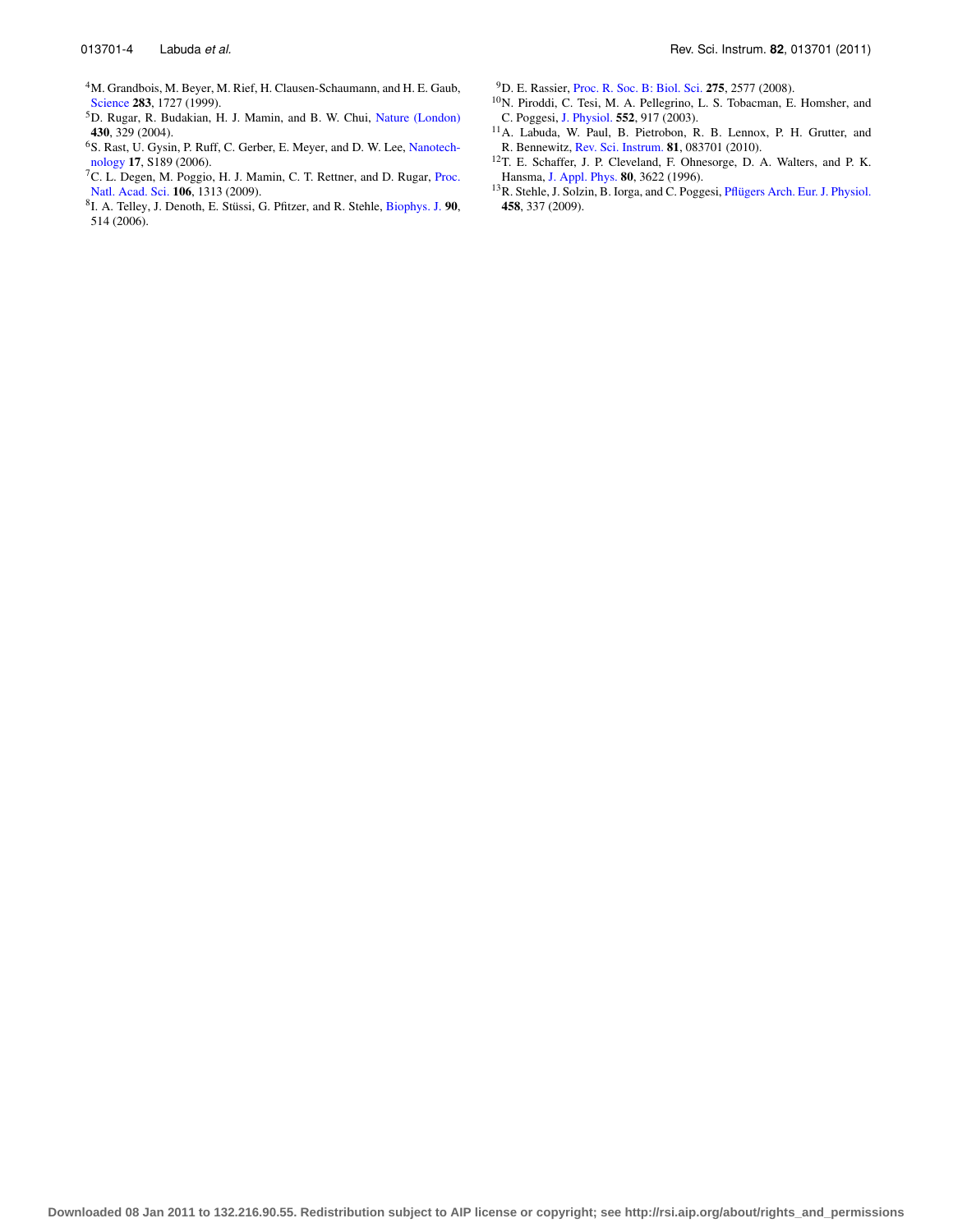[4] M. Grandbois, M. Beyer, M. Rief, H. Clausen-Schaumann, and H. E. Gaub, Science **283**, 1727 (1999).

[5] D. Rugar, R. Budakian, H. J. Mamin, and B. W. Chui, Nature (London) **430**, 329 (2004).

[6] S. Rast, U. Gysin, P. Ruff, C. Gerber, E. Meyer, and D. W. Lee, Nanotechnology **17**, S189 (2006).

[7] C. L. Degen, M. Poggio, H. J. Mamin, C. T. Rettner, and D. Rugar, Proc. Natl. Acad. Sci. **106**, 1313 (2009).

[8] I. A. Telley, J. Denoth, E. Stüssi, G. Pfitzer, and R. Stehle, Biophys. J. **90**, 514 (2006).

[9] D. E. Rassier, Proc. R. Soc. B: Biol. Sci. **275**, 2577 (2008).

[10] N. Piroddi, C. Tesi, M. A. Pellegrino, L. S. Tobacman, E. Homsher, and C. Poggesi, J. Physiol. **552**, 917 (2003).

[11] A. Labuda, W. Paul, B. Pietrobon, R. B. Lennox, P. H. Grutter, and R. Bennewitz, Rev. Sci. Instrum. **81**, 083701 (2010).

[12] T. E. Schaffer, J. P. Cleveland, F. Ohnesorge, D. A. Walters, and P. K. Hansma, J. Appl. Phys. **80**, 3622 (1996).

[13] R. Stehle, J. Solzin, B. Iorga, and C. Poggesi, Pflügers Arch. Eur. J. Physiol. **458**, 337 (2009).